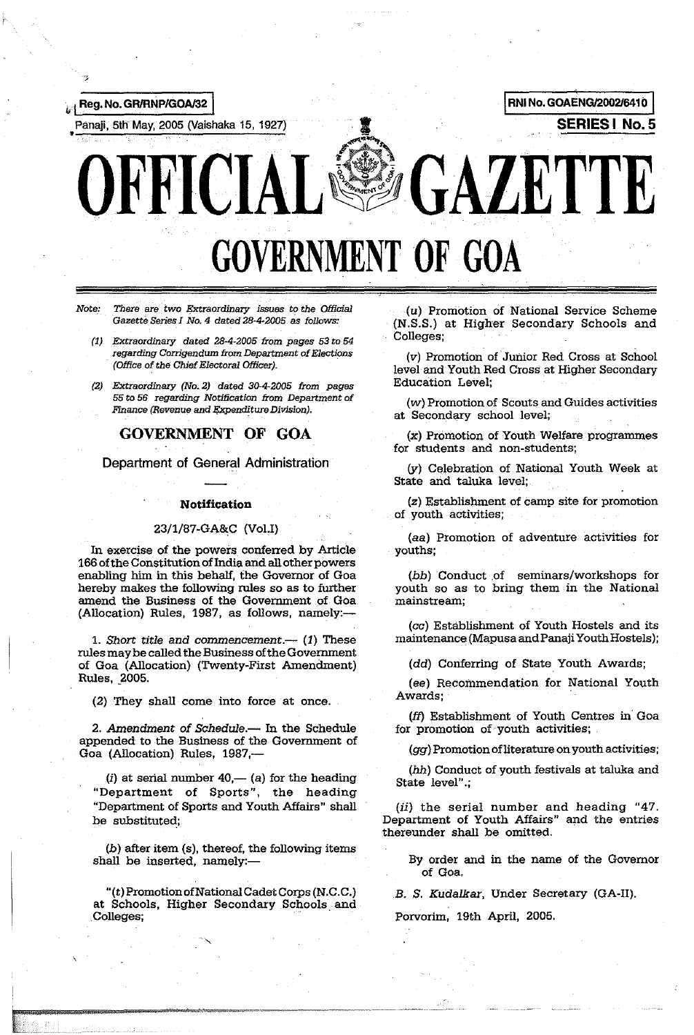Reg. No. GR/RNP/GOA/32

RNI No. GOAENG/2002/6410

Panaji, 5th May, 2005 (Vaishaka 15, 1927)

**SERIES I No. 5**

# OFFICIAL GAZETTE

# GOVERNMENT OF GOA

*Note: There are two Extraordinary issues to the Official Gazette Series I No. 4 dated 28-4-2005 as follows:*

*(1) Extraordinary dated 28-4-2005 from pages 53 to 54 regarding Corrigendum from Department of Elections (Office of the Chief Electoral Officer).*

*(2) Extraordinary (No. 2) dated 30-4-2005 from pages 55 to 56 regarding Notification from Department of Finance (Revenue and Expenditure Division).*

## GOVERNMENT OF GOA

### Department of General Administration

#### Notification

23/1/87-GA&C (Vol.I)

In exercise of the powers conferred by Article 166 of the Constitution of India and all other powers enabling him in this behalf, the Governor of Goa hereby makes the following rules so as to further amend the Business of the Government of Goa (Allocation) Rules, 1987, as follows, namely:—

1. *Short title and commencement.*— (1) These rules may be called the Business of the Government of Goa (Allocation) (Twenty-First Amendment) Rules, 2005.

(2) They shall come into force at once.

2. *Amendment of Schedule.*— In the Schedule appended to the Business of the Government of Goa (Allocation) Rules, 1987,—

(*i*) at serial number 40,— (*a*) for the heading "Department of Sports", the heading "Department of Sports and Youth Affairs" shall be substituted;

(*b*) after item (s), thereof, the following items shall be inserted, namely:—

"(*t*) Promotion of National Cadet Corps (N.C.C.) at Schools, Higher Secondary Schools and Colleges;

(*u*) Promotion of National Service Scheme (N.S.S.) at Higher Secondary Schools and Colleges;

(*v*) Promotion of Junior Red Cross at School level and Youth Red Cross at Higher Secondary Education Level;

(*w*) Promotion of Scouts and Guides activities at Secondary school level;

(*x*) Promotion of Youth Welfare programmes for students and non-students;

(*y*) Celebration of National Youth Week at State and taluka level;

(*z*) Establishment of camp site for promotion of youth activities;

(*aa*) Promotion of adventure activities for youths;

(*bb*) Conduct of seminars/workshops for youth so as to bring them in the National mainstream;

(*cc*) Establishment of Youth Hostels and its maintenance (Mapusa and Panaji Youth Hostels);

(*dd*) Conferring of State Youth Awards;

(*ee*) Recommendation for National Youth Awards;

(*ff*) Establishment of Youth Centres in Goa for promotion of youth activities;

(*gg*) Promotion of literature on youth activities;

(*hh*) Conduct of youth festivals at taluka and State level".;

(*ii*) the serial number and heading "47. Department of Youth Affairs" and the entries thereunder shall be omitted.

By order and in the name of the Governor of Goa.

*B. S. Kudalkar*, Under Secretary (GA-II).

Porvorim, 19th April, 2005.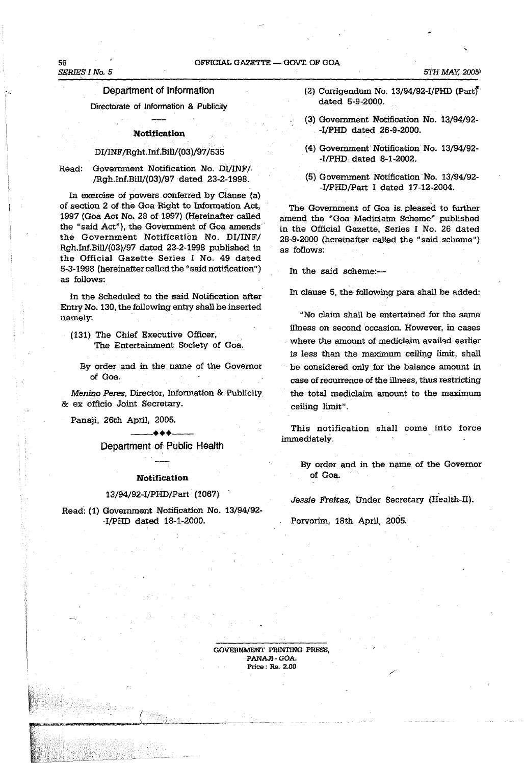## Department of Information

Directorate of Information & Publicity

---

### Notification

DI/INF/Rght.Inf.Bill/(03)/97/535

Read: Government Notification No. DI/INF/ /Rgh.Inf.Bill/(03)/97 dated 23-2-1998.

In exercise of powers conferred by Clause (a) of section 2 of the Goa Right to Information Act, 1997 (Goa Act No. 28 of 1997) (Hereinafter called the "said Act"), the Government of Goa amends the Government Notification No. DI/INF/ Rgh.Inf.Bill/(03)/97 dated 23-2-1998 published in the Official Gazette Series I No. 49 dated 5-3-1998 (hereinafter called the "said notification") as follows:

In the Scheduled to the said Notification after Entry No. 130, the following entry shall be inserted namely:

(131) The Chief Executive Officer, The Entertainment Society of Goa.

By order and in the name of the Governor of Goa.

*Menino Peres*, Director, Information & Publicity & ex officio Joint Secretary.

Panaji, 26th April, 2005.

---

## Department of Public Health

---

### Notification

13/94/92-I/PHD/Part (1067)

Read: (1) Government Notification No. 13/94/92- -I/PHD dated 18-1-2000.

(2) Corrigendum No. 13/94/92-I/PHD (Part) dated 5-9-2000.

(3) Government Notification No. 13/94/92- -I/PHD dated 26-9-2000.

(4) Government Notification No. 13/94/92- -I/PHD dated 8-1-2002.

(5) Government Notification No. 13/94/92- -I/PHD/Part I dated 17-12-2004.

The Government of Goa is pleased to further amend the "Goa Mediclaim Scheme" published in the Official Gazette, Series I No. 26 dated 28-9-2000 (hereinafter called the "said scheme") as follows:

In the said scheme:—

In clause 5, the following para shall be added:

"No claim shall be entertained for the same illness on second occasion. However, in cases where the amount of mediclaim availed earlier is less than the maximum ceiling limit, shall be considered only for the balance amount in case of recurrence of the illness, thus restricting the total mediclaim amount to the maximum ceiling limit".

This notification shall come into force immediately.

By order and in the name of the Governor of Goa.

*Jessie Freitas*, Under Secretary (Health-II).

Porvorim, 18th April, 2005.

---

GOVERNMENT PRINTING PRESS,
PANAJI - GOA.
Price : Rs. 2.00